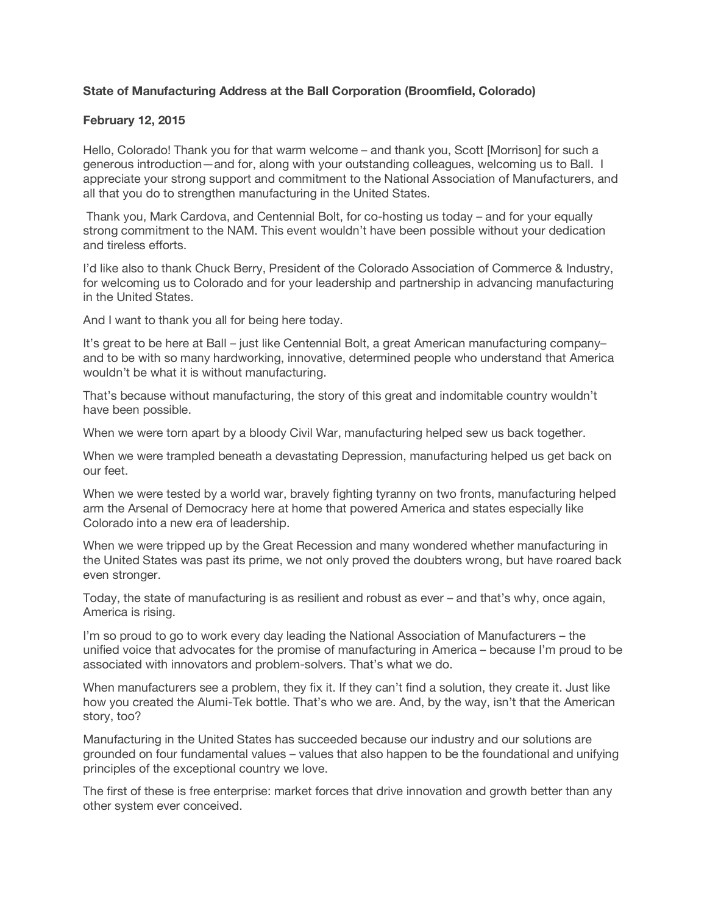**State of Manufacturing Address at the Ball Corporation (Broomfield, Colorado)**

**February 12, 2015**

Hello, Colorado! Thank you for that warm welcome – and thank you, Scott [Morrison] for such a generous introduction—and for, along with your outstanding colleagues, welcoming us to Ball. I appreciate your strong support and commitment to the National Association of Manufacturers, and all that you do to strengthen manufacturing in the United States.

Thank you, Mark Cardova, and Centennial Bolt, for co-hosting us today – and for your equally strong commitment to the NAM. This event wouldn't have been possible without your dedication and tireless efforts.

I'd like also to thank Chuck Berry, President of the Colorado Association of Commerce & Industry, for welcoming us to Colorado and for your leadership and partnership in advancing manufacturing in the United States.

And I want to thank you all for being here today.

It's great to be here at Ball – just like Centennial Bolt, a great American manufacturing company– and to be with so many hardworking, innovative, determined people who understand that America wouldn't be what it is without manufacturing.

That's because without manufacturing, the story of this great and indomitable country wouldn't have been possible.

When we were torn apart by a bloody Civil War, manufacturing helped sew us back together.

When we were trampled beneath a devastating Depression, manufacturing helped us get back on our feet.

When we were tested by a world war, bravely fighting tyranny on two fronts, manufacturing helped arm the Arsenal of Democracy here at home that powered America and states especially like Colorado into a new era of leadership.

When we were tripped up by the Great Recession and many wondered whether manufacturing in the United States was past its prime, we not only proved the doubters wrong, but have roared back even stronger.

Today, the state of manufacturing is as resilient and robust as ever – and that's why, once again, America is rising.

I'm so proud to go to work every day leading the National Association of Manufacturers – the unified voice that advocates for the promise of manufacturing in America – because I'm proud to be associated with innovators and problem-solvers. That's what we do.

When manufacturers see a problem, they fix it. If they can't find a solution, they create it. Just like how you created the Alumi-Tek bottle. That's who we are. And, by the way, isn't that the American story, too?

Manufacturing in the United States has succeeded because our industry and our solutions are grounded on four fundamental values – values that also happen to be the foundational and unifying principles of the exceptional country we love.

The first of these is free enterprise: market forces that drive innovation and growth better than any other system ever conceived.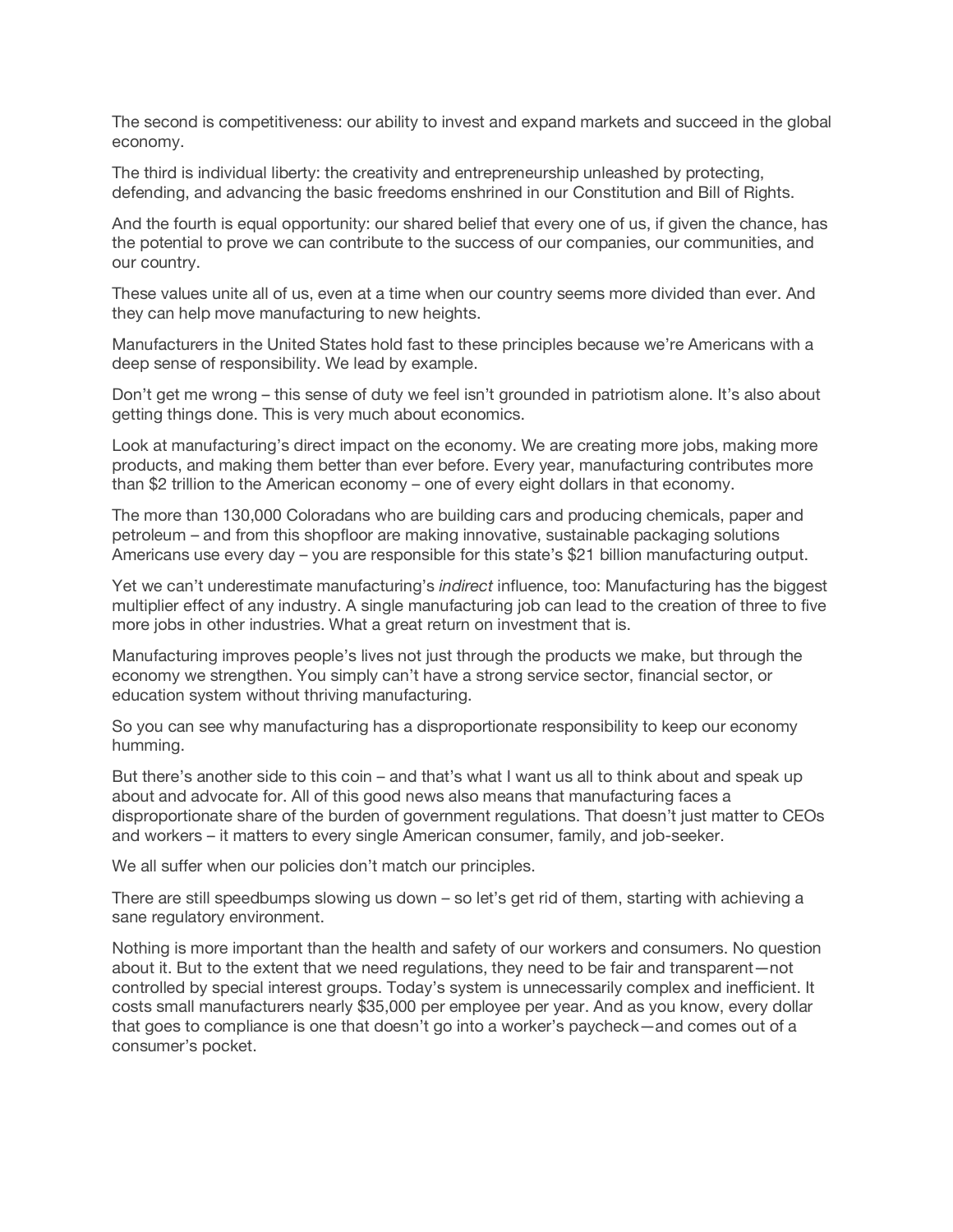The second is competitiveness: our ability to invest and expand markets and succeed in the global economy.

The third is individual liberty: the creativity and entrepreneurship unleashed by protecting, defending, and advancing the basic freedoms enshrined in our Constitution and Bill of Rights.

And the fourth is equal opportunity: our shared belief that every one of us, if given the chance, has the potential to prove we can contribute to the success of our companies, our communities, and our country.

These values unite all of us, even at a time when our country seems more divided than ever. And they can help move manufacturing to new heights.

Manufacturers in the United States hold fast to these principles because we're Americans with a deep sense of responsibility. We lead by example.

Don't get me wrong – this sense of duty we feel isn't grounded in patriotism alone. It's also about getting things done. This is very much about economics.

Look at manufacturing's direct impact on the economy. We are creating more jobs, making more products, and making them better than ever before. Every year, manufacturing contributes more than $2 trillion to the American economy – one of every eight dollars in that economy.

The more than 130,000 Coloradans who are building cars and producing chemicals, paper and petroleum – and from this shopfloor are making innovative, sustainable packaging solutions Americans use every day – you are responsible for this state's $21 billion manufacturing output.

Yet we can't underestimate manufacturing's *indirect* influence, too: Manufacturing has the biggest multiplier effect of any industry. A single manufacturing job can lead to the creation of three to five more jobs in other industries. What a great return on investment that is.

Manufacturing improves people's lives not just through the products we make, but through the economy we strengthen. You simply can't have a strong service sector, financial sector, or education system without thriving manufacturing.

So you can see why manufacturing has a disproportionate responsibility to keep our economy humming.

But there's another side to this coin – and that's what I want us all to think about and speak up about and advocate for. All of this good news also means that manufacturing faces a disproportionate share of the burden of government regulations. That doesn't just matter to CEOs and workers – it matters to every single American consumer, family, and job-seeker.

We all suffer when our policies don't match our principles.

There are still speedbumps slowing us down – so let's get rid of them, starting with achieving a sane regulatory environment.

Nothing is more important than the health and safety of our workers and consumers. No question about it. But to the extent that we need regulations, they need to be fair and transparent—not controlled by special interest groups. Today's system is unnecessarily complex and inefficient. It costs small manufacturers nearly $35,000 per employee per year. And as you know, every dollar that goes to compliance is one that doesn't go into a worker's paycheck—and comes out of a consumer's pocket.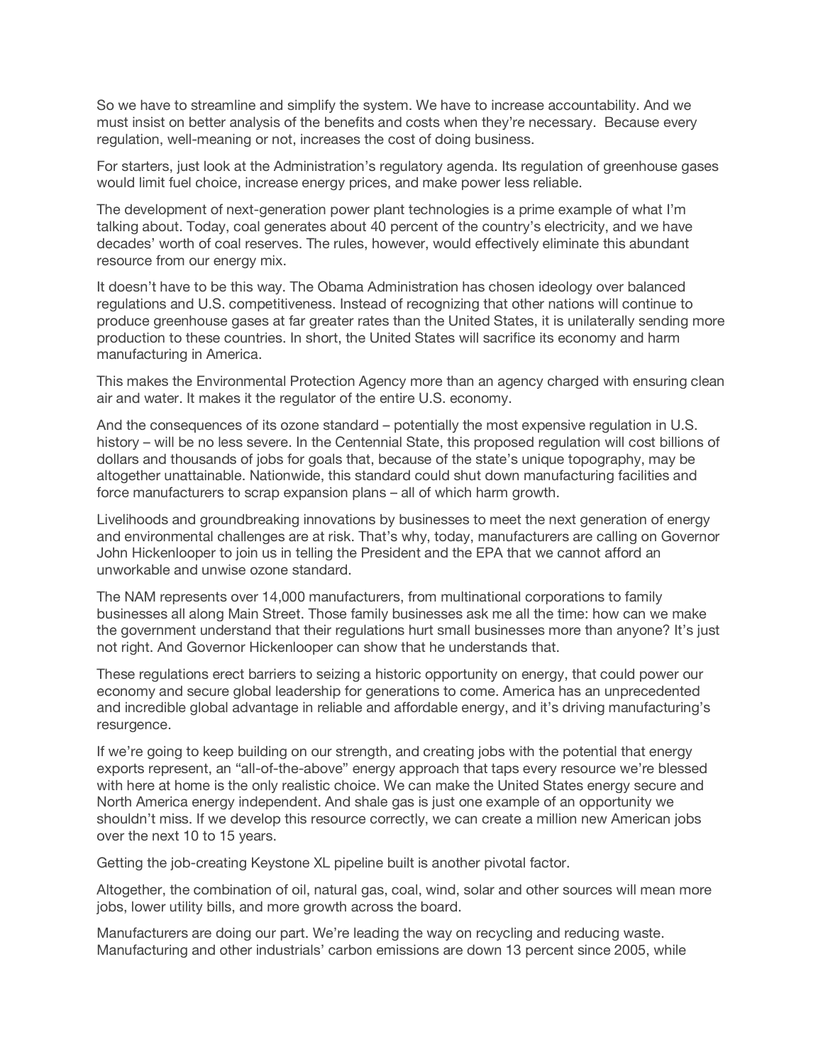So we have to streamline and simplify the system. We have to increase accountability. And we must insist on better analysis of the benefits and costs when they're necessary. Because every regulation, well-meaning or not, increases the cost of doing business.

For starters, just look at the Administration's regulatory agenda. Its regulation of greenhouse gases would limit fuel choice, increase energy prices, and make power less reliable.

The development of next-generation power plant technologies is a prime example of what I'm talking about. Today, coal generates about 40 percent of the country's electricity, and we have decades' worth of coal reserves. The rules, however, would effectively eliminate this abundant resource from our energy mix.

It doesn't have to be this way. The Obama Administration has chosen ideology over balanced regulations and U.S. competitiveness. Instead of recognizing that other nations will continue to produce greenhouse gases at far greater rates than the United States, it is unilaterally sending more production to these countries. In short, the United States will sacrifice its economy and harm manufacturing in America.

This makes the Environmental Protection Agency more than an agency charged with ensuring clean air and water. It makes it the regulator of the entire U.S. economy.

And the consequences of its ozone standard – potentially the most expensive regulation in U.S. history – will be no less severe. In the Centennial State, this proposed regulation will cost billions of dollars and thousands of jobs for goals that, because of the state's unique topography, may be altogether unattainable. Nationwide, this standard could shut down manufacturing facilities and force manufacturers to scrap expansion plans – all of which harm growth.

Livelihoods and groundbreaking innovations by businesses to meet the next generation of energy and environmental challenges are at risk. That's why, today, manufacturers are calling on Governor John Hickenlooper to join us in telling the President and the EPA that we cannot afford an unworkable and unwise ozone standard.

The NAM represents over 14,000 manufacturers, from multinational corporations to family businesses all along Main Street. Those family businesses ask me all the time: how can we make the government understand that their regulations hurt small businesses more than anyone? It's just not right. And Governor Hickenlooper can show that he understands that.

These regulations erect barriers to seizing a historic opportunity on energy, that could power our economy and secure global leadership for generations to come. America has an unprecedented and incredible global advantage in reliable and affordable energy, and it's driving manufacturing's resurgence.

If we're going to keep building on our strength, and creating jobs with the potential that energy exports represent, an "all-of-the-above" energy approach that taps every resource we're blessed with here at home is the only realistic choice. We can make the United States energy secure and North America energy independent. And shale gas is just one example of an opportunity we shouldn't miss. If we develop this resource correctly, we can create a million new American jobs over the next 10 to 15 years.

Getting the job-creating Keystone XL pipeline built is another pivotal factor.

Altogether, the combination of oil, natural gas, coal, wind, solar and other sources will mean more jobs, lower utility bills, and more growth across the board.

Manufacturers are doing our part. We're leading the way on recycling and reducing waste. Manufacturing and other industrials' carbon emissions are down 13 percent since 2005, while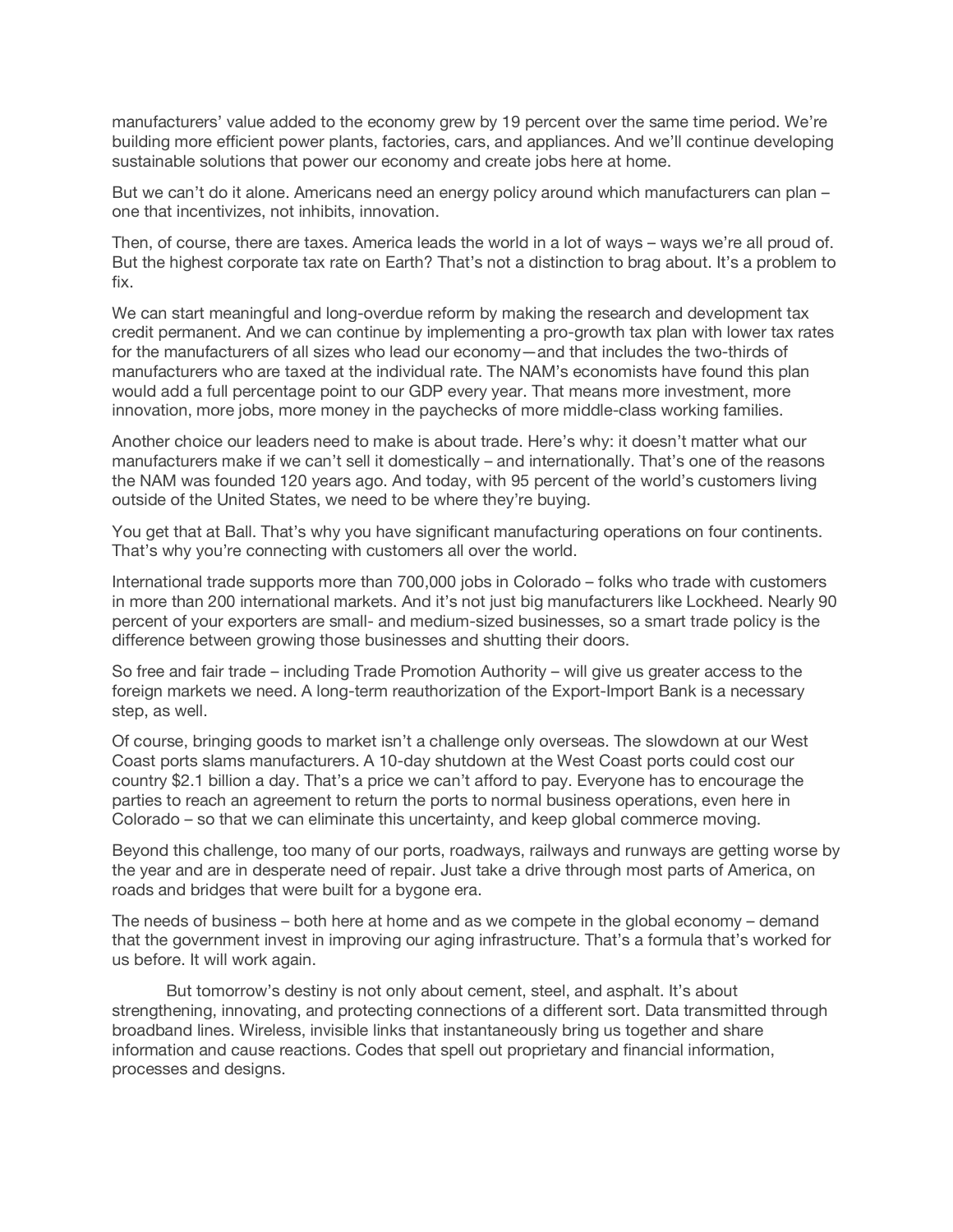manufacturers' value added to the economy grew by 19 percent over the same time period. We're building more efficient power plants, factories, cars, and appliances. And we'll continue developing sustainable solutions that power our economy and create jobs here at home.

But we can't do it alone. Americans need an energy policy around which manufacturers can plan – one that incentivizes, not inhibits, innovation.

Then, of course, there are taxes. America leads the world in a lot of ways – ways we're all proud of. But the highest corporate tax rate on Earth? That's not a distinction to brag about. It's a problem to fix.

We can start meaningful and long-overdue reform by making the research and development tax credit permanent. And we can continue by implementing a pro-growth tax plan with lower tax rates for the manufacturers of all sizes who lead our economy—and that includes the two-thirds of manufacturers who are taxed at the individual rate. The NAM's economists have found this plan would add a full percentage point to our GDP every year. That means more investment, more innovation, more jobs, more money in the paychecks of more middle-class working families.

Another choice our leaders need to make is about trade. Here's why: it doesn't matter what our manufacturers make if we can't sell it domestically – and internationally. That's one of the reasons the NAM was founded 120 years ago. And today, with 95 percent of the world's customers living outside of the United States, we need to be where they're buying.

You get that at Ball. That's why you have significant manufacturing operations on four continents. That's why you're connecting with customers all over the world.

International trade supports more than 700,000 jobs in Colorado – folks who trade with customers in more than 200 international markets. And it's not just big manufacturers like Lockheed. Nearly 90 percent of your exporters are small- and medium-sized businesses, so a smart trade policy is the difference between growing those businesses and shutting their doors.

So free and fair trade – including Trade Promotion Authority – will give us greater access to the foreign markets we need. A long-term reauthorization of the Export-Import Bank is a necessary step, as well.

Of course, bringing goods to market isn't a challenge only overseas. The slowdown at our West Coast ports slams manufacturers. A 10-day shutdown at the West Coast ports could cost our country $2.1 billion a day. That's a price we can't afford to pay. Everyone has to encourage the parties to reach an agreement to return the ports to normal business operations, even here in Colorado – so that we can eliminate this uncertainty, and keep global commerce moving.

Beyond this challenge, too many of our ports, roadways, railways and runways are getting worse by the year and are in desperate need of repair. Just take a drive through most parts of America, on roads and bridges that were built for a bygone era.

The needs of business – both here at home and as we compete in the global economy – demand that the government invest in improving our aging infrastructure. That's a formula that's worked for us before. It will work again.

But tomorrow's destiny is not only about cement, steel, and asphalt. It's about strengthening, innovating, and protecting connections of a different sort. Data transmitted through broadband lines. Wireless, invisible links that instantaneously bring us together and share information and cause reactions. Codes that spell out proprietary and financial information, processes and designs.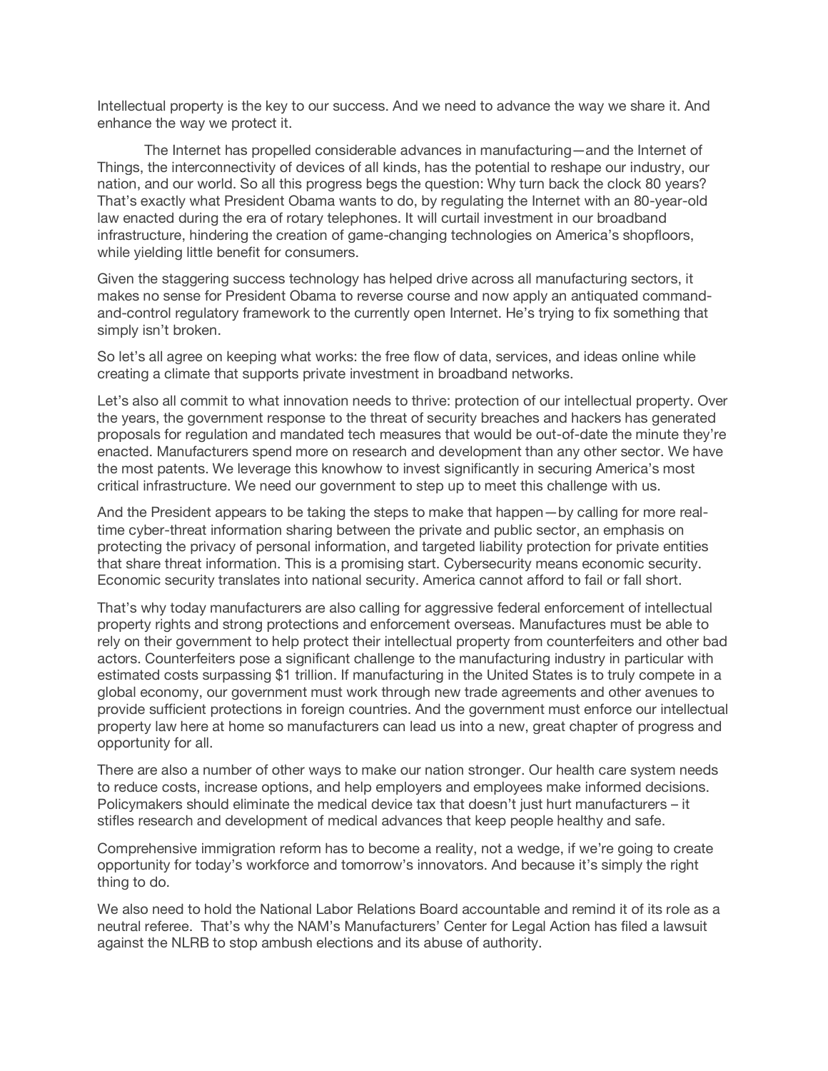Intellectual property is the key to our success. And we need to advance the way we share it. And enhance the way we protect it.

The Internet has propelled considerable advances in manufacturing—and the Internet of Things, the interconnectivity of devices of all kinds, has the potential to reshape our industry, our nation, and our world. So all this progress begs the question: Why turn back the clock 80 years? That's exactly what President Obama wants to do, by regulating the Internet with an 80-year-old law enacted during the era of rotary telephones. It will curtail investment in our broadband infrastructure, hindering the creation of game-changing technologies on America's shopfloors, while yielding little benefit for consumers.

Given the staggering success technology has helped drive across all manufacturing sectors, it makes no sense for President Obama to reverse course and now apply an antiquated command-and-control regulatory framework to the currently open Internet. He's trying to fix something that simply isn't broken.

So let's all agree on keeping what works: the free flow of data, services, and ideas online while creating a climate that supports private investment in broadband networks.

Let's also all commit to what innovation needs to thrive: protection of our intellectual property. Over the years, the government response to the threat of security breaches and hackers has generated proposals for regulation and mandated tech measures that would be out-of-date the minute they're enacted. Manufacturers spend more on research and development than any other sector. We have the most patents. We leverage this knowhow to invest significantly in securing America's most critical infrastructure. We need our government to step up to meet this challenge with us.

And the President appears to be taking the steps to make that happen—by calling for more real-time cyber-threat information sharing between the private and public sector, an emphasis on protecting the privacy of personal information, and targeted liability protection for private entities that share threat information. This is a promising start. Cybersecurity means economic security. Economic security translates into national security. America cannot afford to fail or fall short.

That's why today manufacturers are also calling for aggressive federal enforcement of intellectual property rights and strong protections and enforcement overseas. Manufactures must be able to rely on their government to help protect their intellectual property from counterfeiters and other bad actors. Counterfeiters pose a significant challenge to the manufacturing industry in particular with estimated costs surpassing $1 trillion. If manufacturing in the United States is to truly compete in a global economy, our government must work through new trade agreements and other avenues to provide sufficient protections in foreign countries. And the government must enforce our intellectual property law here at home so manufacturers can lead us into a new, great chapter of progress and opportunity for all.

There are also a number of other ways to make our nation stronger. Our health care system needs to reduce costs, increase options, and help employers and employees make informed decisions. Policymakers should eliminate the medical device tax that doesn't just hurt manufacturers – it stifles research and development of medical advances that keep people healthy and safe.

Comprehensive immigration reform has to become a reality, not a wedge, if we're going to create opportunity for today's workforce and tomorrow's innovators. And because it's simply the right thing to do.

We also need to hold the National Labor Relations Board accountable and remind it of its role as a neutral referee. That's why the NAM's Manufacturers' Center for Legal Action has filed a lawsuit against the NLRB to stop ambush elections and its abuse of authority.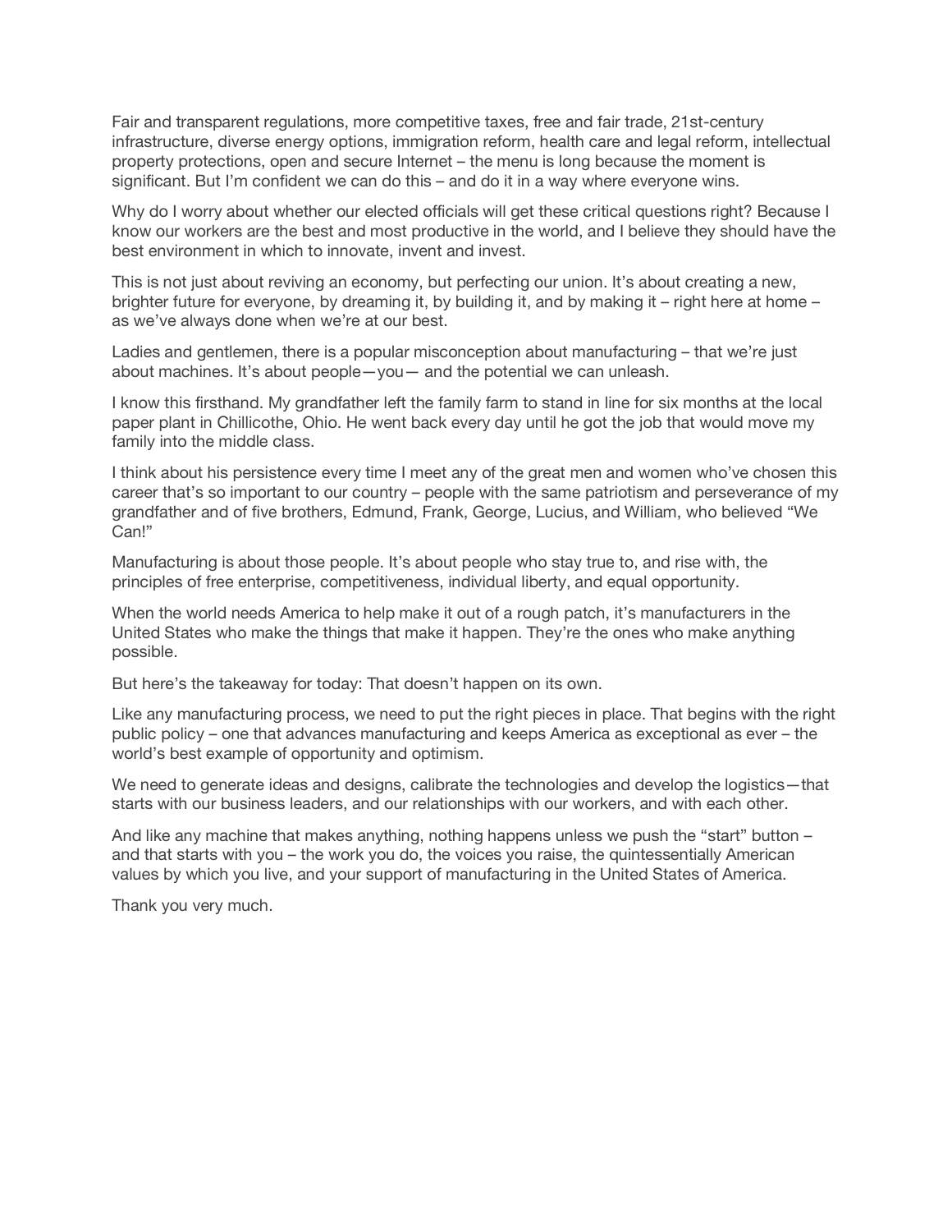Fair and transparent regulations, more competitive taxes, free and fair trade, 21st-century infrastructure, diverse energy options, immigration reform, health care and legal reform, intellectual property protections, open and secure Internet – the menu is long because the moment is significant. But I'm confident we can do this – and do it in a way where everyone wins.

Why do I worry about whether our elected officials will get these critical questions right? Because I know our workers are the best and most productive in the world, and I believe they should have the best environment in which to innovate, invent and invest.

This is not just about reviving an economy, but perfecting our union. It's about creating a new, brighter future for everyone, by dreaming it, by building it, and by making it – right here at home – as we've always done when we're at our best.

Ladies and gentlemen, there is a popular misconception about manufacturing – that we're just about machines. It's about people—you— and the potential we can unleash.

I know this firsthand. My grandfather left the family farm to stand in line for six months at the local paper plant in Chillicothe, Ohio. He went back every day until he got the job that would move my family into the middle class.

I think about his persistence every time I meet any of the great men and women who've chosen this career that's so important to our country – people with the same patriotism and perseverance of my grandfather and of five brothers, Edmund, Frank, George, Lucius, and William, who believed "We Can!"

Manufacturing is about those people. It's about people who stay true to, and rise with, the principles of free enterprise, competitiveness, individual liberty, and equal opportunity.

When the world needs America to help make it out of a rough patch, it's manufacturers in the United States who make the things that make it happen. They're the ones who make anything possible.

But here's the takeaway for today: That doesn't happen on its own.

Like any manufacturing process, we need to put the right pieces in place. That begins with the right public policy – one that advances manufacturing and keeps America as exceptional as ever – the world's best example of opportunity and optimism.

We need to generate ideas and designs, calibrate the technologies and develop the logistics—that starts with our business leaders, and our relationships with our workers, and with each other.

And like any machine that makes anything, nothing happens unless we push the "start" button – and that starts with you – the work you do, the voices you raise, the quintessentially American values by which you live, and your support of manufacturing in the United States of America.

Thank you very much.